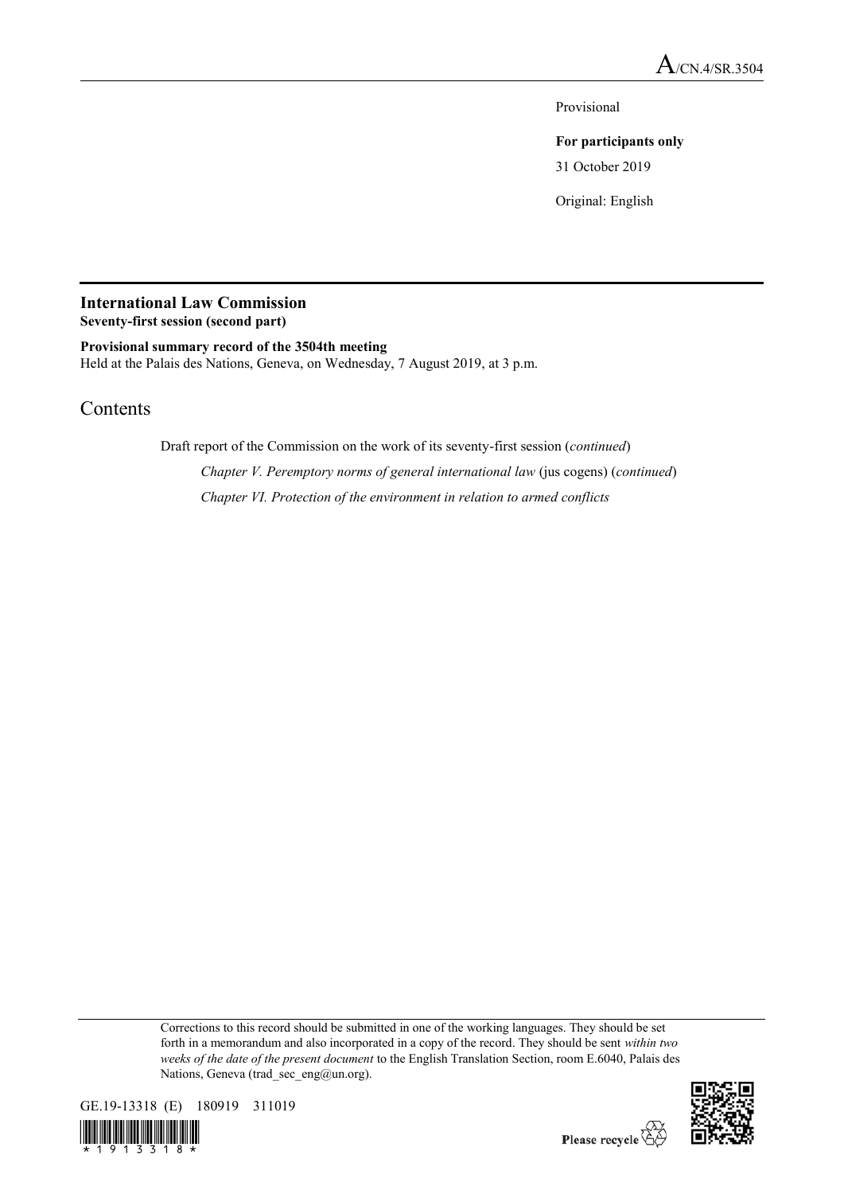A/CN.4/SR.3504

Provisional

**For participants only**

31 October 2019

Original: English

## International Law Commission
**Seventy-first session (second part)**

**Provisional summary record of the 3504th meeting**
Held at the Palais des Nations, Geneva, on Wednesday, 7 August 2019, at 3 p.m.

# Contents

Draft report of the Commission on the work of its seventy-first session (*continued*)

*Chapter V. Peremptory norms of general international law* (jus cogens) (*continued*)

*Chapter VI. Protection of the environment in relation to armed conflicts*

Corrections to this record should be submitted in one of the working languages. They should be set forth in a memorandum and also incorporated in a copy of the record. They should be sent *within two weeks of the date of the present document* to the English Translation Section, room E.6040, Palais des Nations, Geneva (trad_sec_eng@un.org).

GE.19-13318 (E) 180919 311019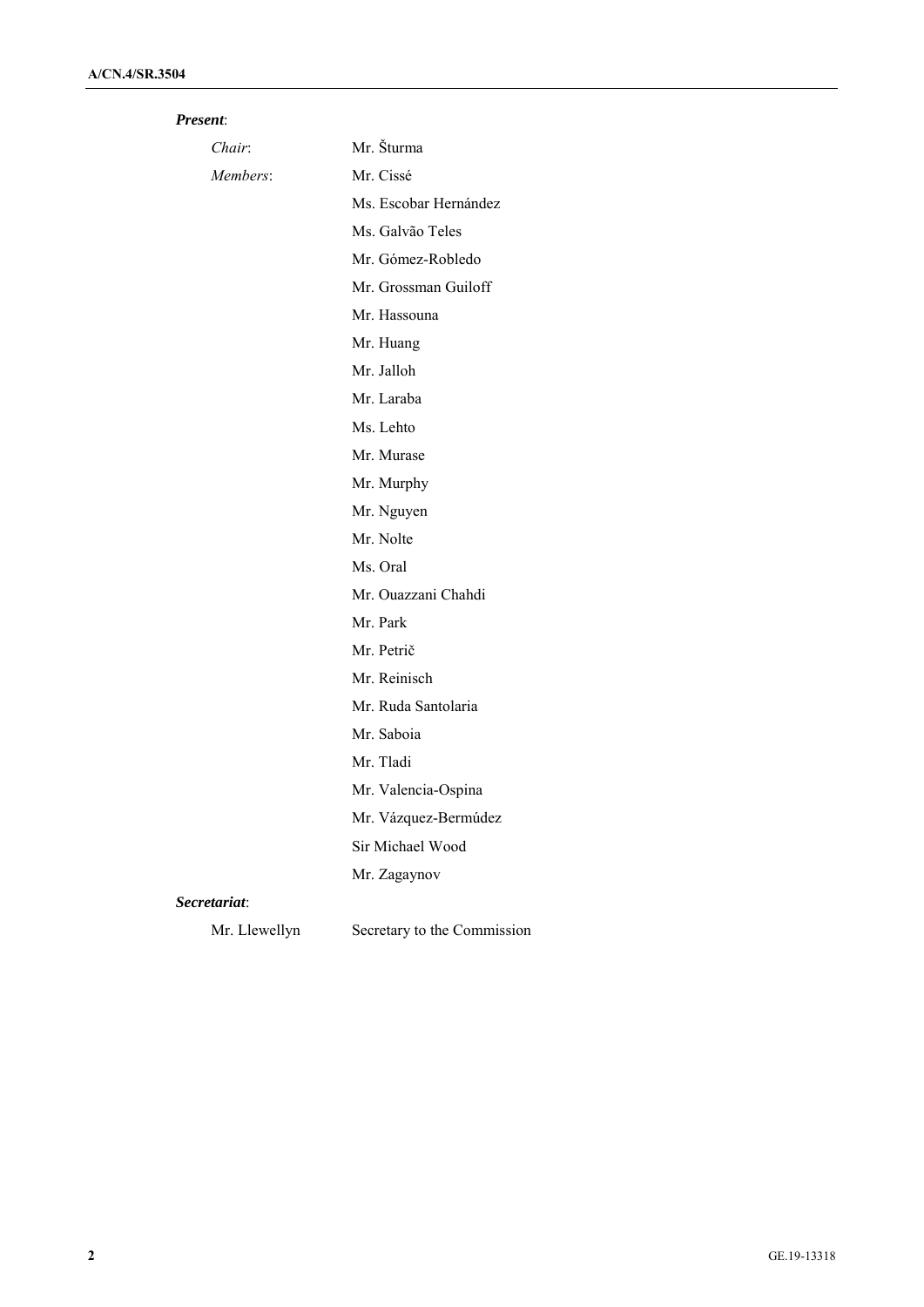***Present*:**

| | |
|---|---|
| *Chair*: | Mr. Šturma |
| *Members*: | Mr. Cissé |
| | Ms. Escobar Hernández |
| | Ms. Galvão Teles |
| | Mr. Gómez-Robledo |
| | Mr. Grossman Guiloff |
| | Mr. Hassouna |
| | Mr. Huang |
| | Mr. Jalloh |
| | Mr. Laraba |
| | Ms. Lehto |
| | Mr. Murase |
| | Mr. Murphy |
| | Mr. Nguyen |
| | Mr. Nolte |
| | Ms. Oral |
| | Mr. Ouazzani Chahdi |
| | Mr. Park |
| | Mr. Petrič |
| | Mr. Reinisch |
| | Mr. Ruda Santolaria |
| | Mr. Saboia |
| | Mr. Tladi |
| | Mr. Valencia-Ospina |
| | Mr. Vázquez-Bermúdez |
| | Sir Michael Wood |
| | Mr. Zagaynov |

***Secretariat*:**

| | |
|---|---|
| Mr. Llewellyn | Secretary to the Commission |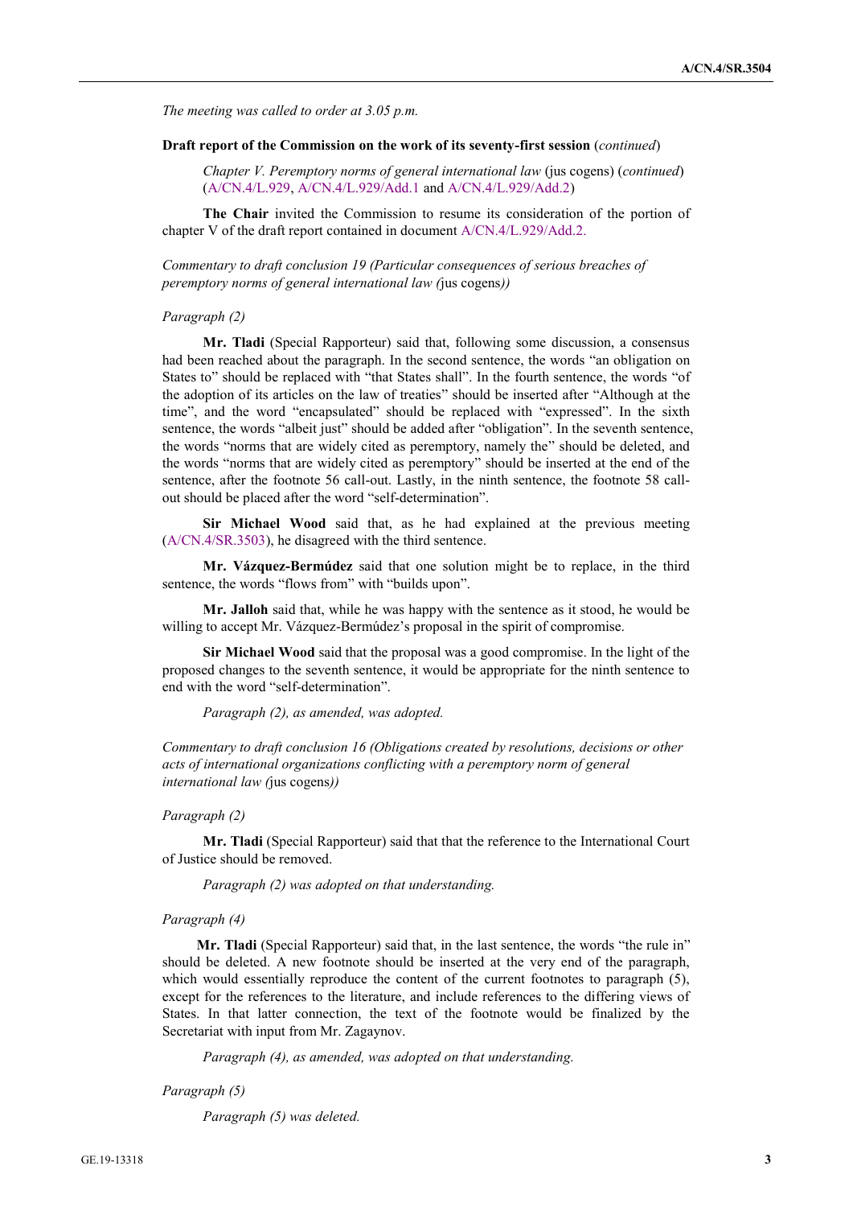*The meeting was called to order at 3.05 p.m.*

**Draft report of the Commission on the work of its seventy-first session** (*continued*)

*Chapter V. Peremptory norms of general international law* (jus cogens) (*continued*) (A/CN.4/L.929, A/CN.4/L.929/Add.1 and A/CN.4/L.929/Add.2)

**The Chair** invited the Commission to resume its consideration of the portion of chapter V of the draft report contained in document A/CN.4/L.929/Add.2.

*Commentary to draft conclusion 19 (Particular consequences of serious breaches of peremptory norms of general international law (*jus cogens*))*

*Paragraph (2)*

**Mr. Tladi** (Special Rapporteur) said that, following some discussion, a consensus had been reached about the paragraph. In the second sentence, the words "an obligation on States to" should be replaced with "that States shall". In the fourth sentence, the words "of the adoption of its articles on the law of treaties" should be inserted after "Although at the time", and the word "encapsulated" should be replaced with "expressed". In the sixth sentence, the words "albeit just" should be added after "obligation". In the seventh sentence, the words "norms that are widely cited as peremptory, namely the" should be deleted, and the words "norms that are widely cited as peremptory" should be inserted at the end of the sentence, after the footnote 56 call-out. Lastly, in the ninth sentence, the footnote 58 call-out should be placed after the word "self-determination".

**Sir Michael Wood** said that, as he had explained at the previous meeting (A/CN.4/SR.3503), he disagreed with the third sentence.

**Mr. Vázquez-Bermúdez** said that one solution might be to replace, in the third sentence, the words "flows from" with "builds upon".

**Mr. Jalloh** said that, while he was happy with the sentence as it stood, he would be willing to accept Mr. Vázquez-Bermúdez's proposal in the spirit of compromise.

**Sir Michael Wood** said that the proposal was a good compromise. In the light of the proposed changes to the seventh sentence, it would be appropriate for the ninth sentence to end with the word "self-determination".

*Paragraph (2), as amended, was adopted.*

*Commentary to draft conclusion 16 (Obligations created by resolutions, decisions or other acts of international organizations conflicting with a peremptory norm of general international law (*jus cogens*))*

*Paragraph (2)*

**Mr. Tladi** (Special Rapporteur) said that that the reference to the International Court of Justice should be removed.

*Paragraph (2) was adopted on that understanding.*

*Paragraph (4)*

**Mr. Tladi** (Special Rapporteur) said that, in the last sentence, the words "the rule in" should be deleted. A new footnote should be inserted at the very end of the paragraph, which would essentially reproduce the content of the current footnotes to paragraph (5), except for the references to the literature, and include references to the differing views of States. In that latter connection, the text of the footnote would be finalized by the Secretariat with input from Mr. Zagaynov.

*Paragraph (4), as amended, was adopted on that understanding.*

*Paragraph (5)*

*Paragraph (5) was deleted.*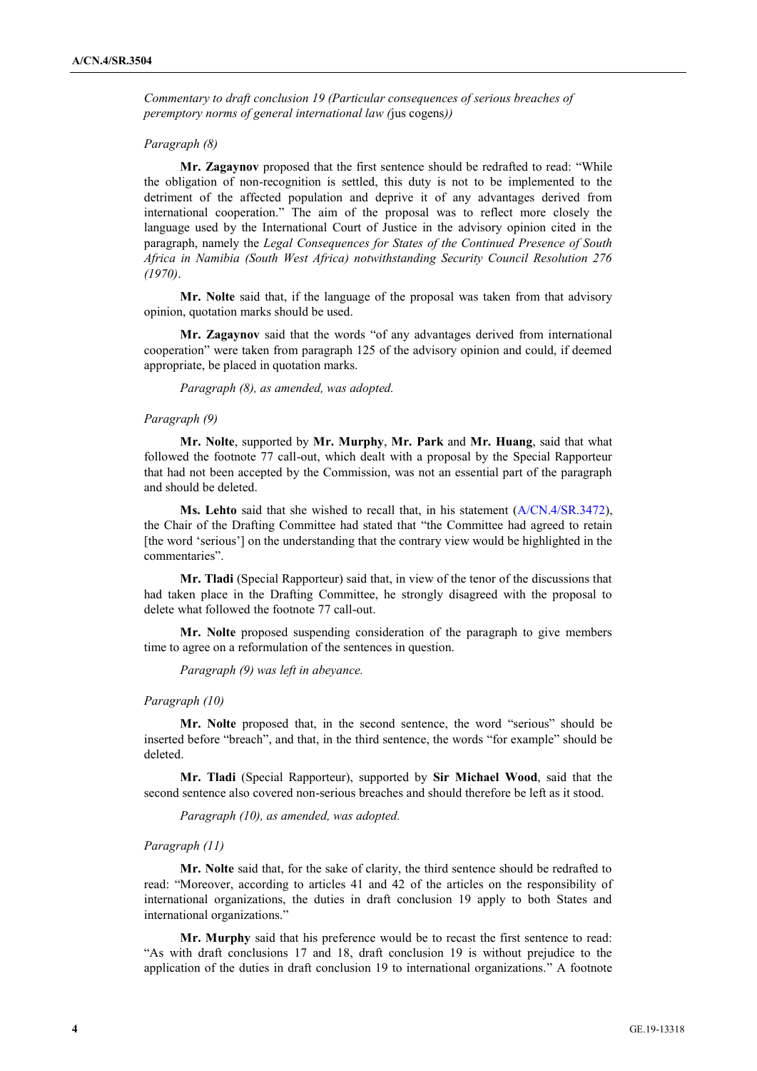*Commentary to draft conclusion 19 (Particular consequences of serious breaches of peremptory norms of general international law (*jus cogens*))*

*Paragraph (8)*

**Mr. Zagaynov** proposed that the first sentence should be redrafted to read: "While the obligation of non-recognition is settled, this duty is not to be implemented to the detriment of the affected population and deprive it of any advantages derived from international cooperation." The aim of the proposal was to reflect more closely the language used by the International Court of Justice in the advisory opinion cited in the paragraph, namely the *Legal Consequences for States of the Continued Presence of South Africa in Namibia (South West Africa) notwithstanding Security Council Resolution 276 (1970)*.

**Mr. Nolte** said that, if the language of the proposal was taken from that advisory opinion, quotation marks should be used.

**Mr. Zagaynov** said that the words "of any advantages derived from international cooperation" were taken from paragraph 125 of the advisory opinion and could, if deemed appropriate, be placed in quotation marks.

*Paragraph (8), as amended, was adopted.*

*Paragraph (9)*

**Mr. Nolte**, supported by **Mr. Murphy**, **Mr. Park** and **Mr. Huang**, said that what followed the footnote 77 call-out, which dealt with a proposal by the Special Rapporteur that had not been accepted by the Commission, was not an essential part of the paragraph and should be deleted.

**Ms. Lehto** said that she wished to recall that, in his statement (A/CN.4/SR.3472), the Chair of the Drafting Committee had stated that "the Committee had agreed to retain [the word 'serious'] on the understanding that the contrary view would be highlighted in the commentaries".

**Mr. Tladi** (Special Rapporteur) said that, in view of the tenor of the discussions that had taken place in the Drafting Committee, he strongly disagreed with the proposal to delete what followed the footnote 77 call-out.

**Mr. Nolte** proposed suspending consideration of the paragraph to give members time to agree on a reformulation of the sentences in question.

*Paragraph (9) was left in abeyance.*

*Paragraph (10)*

**Mr. Nolte** proposed that, in the second sentence, the word "serious" should be inserted before "breach", and that, in the third sentence, the words "for example" should be deleted.

**Mr. Tladi** (Special Rapporteur), supported by **Sir Michael Wood**, said that the second sentence also covered non-serious breaches and should therefore be left as it stood.

*Paragraph (10), as amended, was adopted.*

*Paragraph (11)*

**Mr. Nolte** said that, for the sake of clarity, the third sentence should be redrafted to read: "Moreover, according to articles 41 and 42 of the articles on the responsibility of international organizations, the duties in draft conclusion 19 apply to both States and international organizations."

**Mr. Murphy** said that his preference would be to recast the first sentence to read: "As with draft conclusions 17 and 18, draft conclusion 19 is without prejudice to the application of the duties in draft conclusion 19 to international organizations." A footnote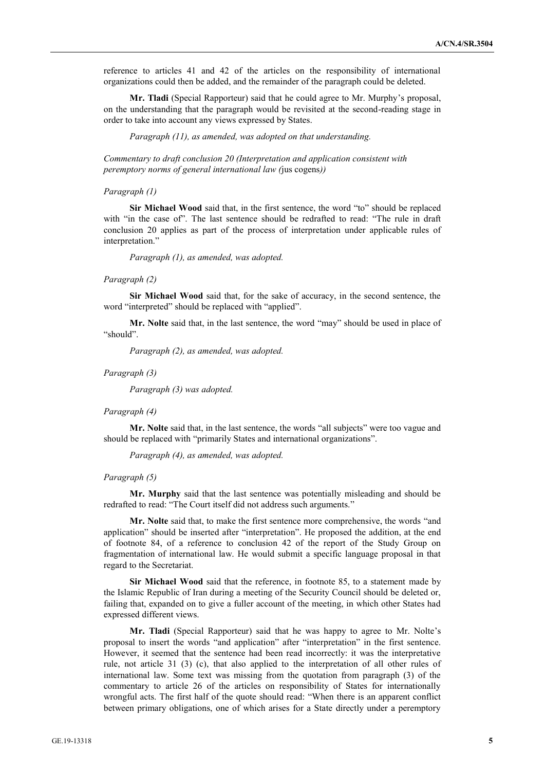reference to articles 41 and 42 of the articles on the responsibility of international organizations could then be added, and the remainder of the paragraph could be deleted.

**Mr. Tladi** (Special Rapporteur) said that he could agree to Mr. Murphy's proposal, on the understanding that the paragraph would be revisited at the second-reading stage in order to take into account any views expressed by States.

*Paragraph (11), as amended, was adopted on that understanding.*

*Commentary to draft conclusion 20 (Interpretation and application consistent with peremptory norms of general international law (*jus cogens*))*

*Paragraph (1)*

**Sir Michael Wood** said that, in the first sentence, the word "to" should be replaced with "in the case of". The last sentence should be redrafted to read: "The rule in draft conclusion 20 applies as part of the process of interpretation under applicable rules of interpretation."

*Paragraph (1), as amended, was adopted.*

*Paragraph (2)*

**Sir Michael Wood** said that, for the sake of accuracy, in the second sentence, the word "interpreted" should be replaced with "applied".

**Mr. Nolte** said that, in the last sentence, the word "may" should be used in place of "should".

*Paragraph (2), as amended, was adopted.*

*Paragraph (3)*

*Paragraph (3) was adopted.*

*Paragraph (4)*

**Mr. Nolte** said that, in the last sentence, the words "all subjects" were too vague and should be replaced with "primarily States and international organizations".

*Paragraph (4), as amended, was adopted.*

*Paragraph (5)*

**Mr. Murphy** said that the last sentence was potentially misleading and should be redrafted to read: "The Court itself did not address such arguments."

**Mr. Nolte** said that, to make the first sentence more comprehensive, the words "and application" should be inserted after "interpretation". He proposed the addition, at the end of footnote 84, of a reference to conclusion 42 of the report of the Study Group on fragmentation of international law. He would submit a specific language proposal in that regard to the Secretariat.

**Sir Michael Wood** said that the reference, in footnote 85, to a statement made by the Islamic Republic of Iran during a meeting of the Security Council should be deleted or, failing that, expanded on to give a fuller account of the meeting, in which other States had expressed different views.

**Mr. Tladi** (Special Rapporteur) said that he was happy to agree to Mr. Nolte's proposal to insert the words "and application" after "interpretation" in the first sentence. However, it seemed that the sentence had been read incorrectly: it was the interpretative rule, not article 31 (3) (c), that also applied to the interpretation of all other rules of international law. Some text was missing from the quotation from paragraph (3) of the commentary to article 26 of the articles on responsibility of States for internationally wrongful acts. The first half of the quote should read: "When there is an apparent conflict between primary obligations, one of which arises for a State directly under a peremptory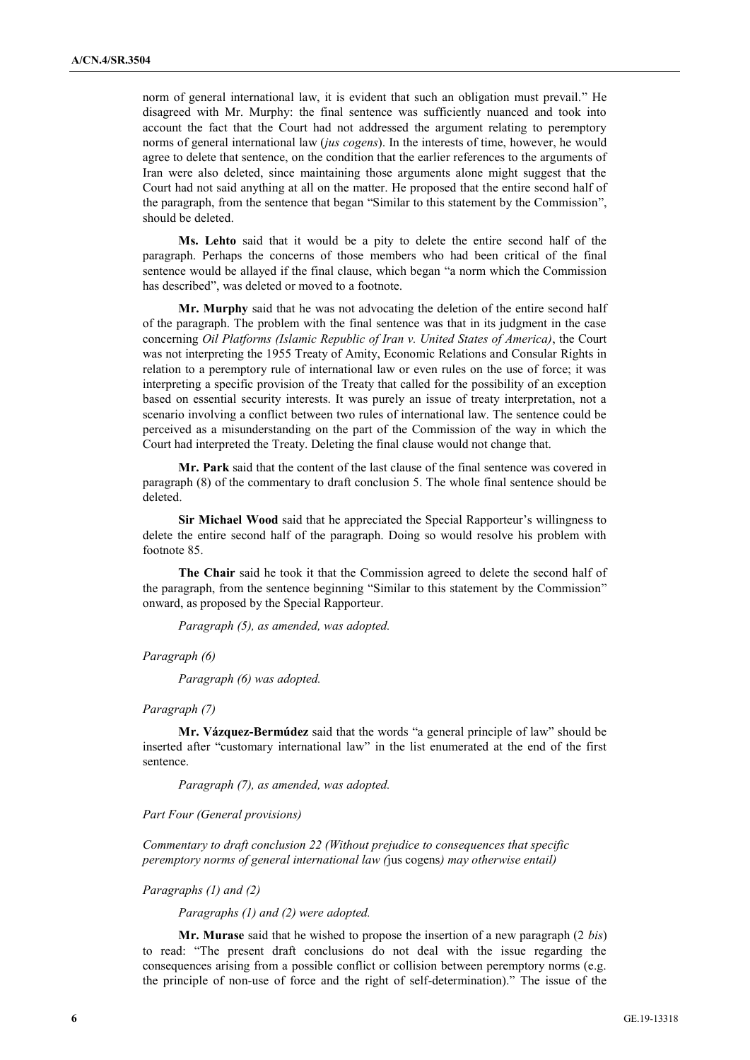norm of general international law, it is evident that such an obligation must prevail." He disagreed with Mr. Murphy: the final sentence was sufficiently nuanced and took into account the fact that the Court had not addressed the argument relating to peremptory norms of general international law (*jus cogens*). In the interests of time, however, he would agree to delete that sentence, on the condition that the earlier references to the arguments of Iran were also deleted, since maintaining those arguments alone might suggest that the Court had not said anything at all on the matter. He proposed that the entire second half of the paragraph, from the sentence that began "Similar to this statement by the Commission", should be deleted.

**Ms. Lehto** said that it would be a pity to delete the entire second half of the paragraph. Perhaps the concerns of those members who had been critical of the final sentence would be allayed if the final clause, which began "a norm which the Commission has described", was deleted or moved to a footnote.

**Mr. Murphy** said that he was not advocating the deletion of the entire second half of the paragraph. The problem with the final sentence was that in its judgment in the case concerning *Oil Platforms (Islamic Republic of Iran v. United States of America)*, the Court was not interpreting the 1955 Treaty of Amity, Economic Relations and Consular Rights in relation to a peremptory rule of international law or even rules on the use of force; it was interpreting a specific provision of the Treaty that called for the possibility of an exception based on essential security interests. It was purely an issue of treaty interpretation, not a scenario involving a conflict between two rules of international law. The sentence could be perceived as a misunderstanding on the part of the Commission of the way in which the Court had interpreted the Treaty. Deleting the final clause would not change that.

**Mr. Park** said that the content of the last clause of the final sentence was covered in paragraph (8) of the commentary to draft conclusion 5. The whole final sentence should be deleted.

**Sir Michael Wood** said that he appreciated the Special Rapporteur's willingness to delete the entire second half of the paragraph. Doing so would resolve his problem with footnote 85.

**The Chair** said he took it that the Commission agreed to delete the second half of the paragraph, from the sentence beginning "Similar to this statement by the Commission" onward, as proposed by the Special Rapporteur.

*Paragraph (5), as amended, was adopted.*

*Paragraph (6)*

*Paragraph (6) was adopted.*

*Paragraph (7)*

**Mr. Vázquez-Bermúdez** said that the words "a general principle of law" should be inserted after "customary international law" in the list enumerated at the end of the first sentence.

*Paragraph (7), as amended, was adopted.*

*Part Four (General provisions)*

*Commentary to draft conclusion 22 (Without prejudice to consequences that specific peremptory norms of general international law (*jus cogens*) may otherwise entail)*

*Paragraphs (1) and (2)*

*Paragraphs (1) and (2) were adopted.*

**Mr. Murase** said that he wished to propose the insertion of a new paragraph (2 *bis*) to read: "The present draft conclusions do not deal with the issue regarding the consequences arising from a possible conflict or collision between peremptory norms (e.g. the principle of non-use of force and the right of self-determination)." The issue of the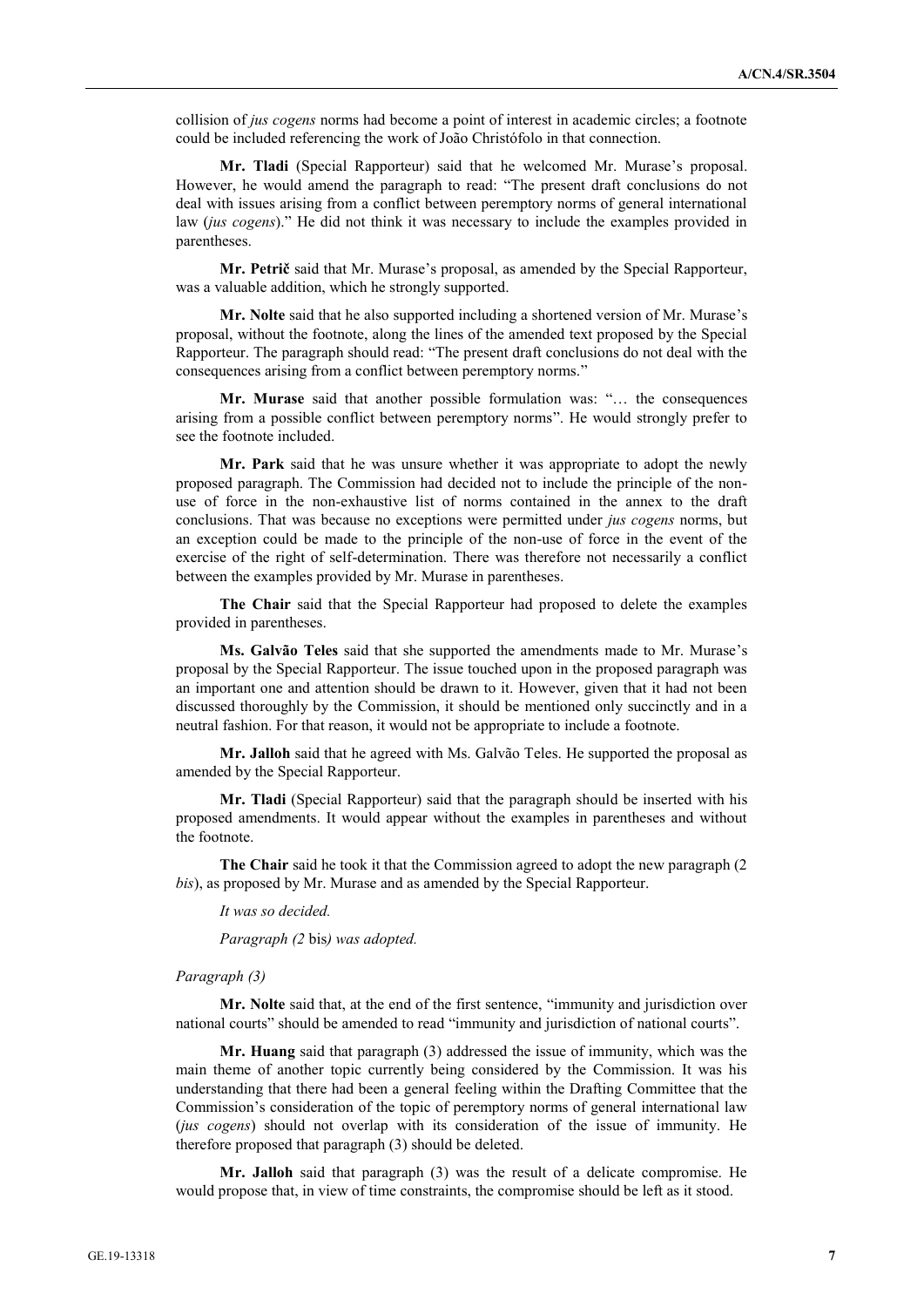collision of *jus cogens* norms had become a point of interest in academic circles; a footnote could be included referencing the work of João Christófolo in that connection.

**Mr. Tladi** (Special Rapporteur) said that he welcomed Mr. Murase's proposal. However, he would amend the paragraph to read: "The present draft conclusions do not deal with issues arising from a conflict between peremptory norms of general international law (*jus cogens*)." He did not think it was necessary to include the examples provided in parentheses.

**Mr. Petrič** said that Mr. Murase's proposal, as amended by the Special Rapporteur, was a valuable addition, which he strongly supported.

**Mr. Nolte** said that he also supported including a shortened version of Mr. Murase's proposal, without the footnote, along the lines of the amended text proposed by the Special Rapporteur. The paragraph should read: "The present draft conclusions do not deal with the consequences arising from a conflict between peremptory norms."

**Mr. Murase** said that another possible formulation was: "… the consequences arising from a possible conflict between peremptory norms". He would strongly prefer to see the footnote included.

**Mr. Park** said that he was unsure whether it was appropriate to adopt the newly proposed paragraph. The Commission had decided not to include the principle of the non-use of force in the non-exhaustive list of norms contained in the annex to the draft conclusions. That was because no exceptions were permitted under *jus cogens* norms, but an exception could be made to the principle of the non-use of force in the event of the exercise of the right of self-determination. There was therefore not necessarily a conflict between the examples provided by Mr. Murase in parentheses.

**The Chair** said that the Special Rapporteur had proposed to delete the examples provided in parentheses.

**Ms. Galvão Teles** said that she supported the amendments made to Mr. Murase's proposal by the Special Rapporteur. The issue touched upon in the proposed paragraph was an important one and attention should be drawn to it. However, given that it had not been discussed thoroughly by the Commission, it should be mentioned only succinctly and in a neutral fashion. For that reason, it would not be appropriate to include a footnote.

**Mr. Jalloh** said that he agreed with Ms. Galvão Teles. He supported the proposal as amended by the Special Rapporteur.

**Mr. Tladi** (Special Rapporteur) said that the paragraph should be inserted with his proposed amendments. It would appear without the examples in parentheses and without the footnote.

**The Chair** said he took it that the Commission agreed to adopt the new paragraph (2 *bis*), as proposed by Mr. Murase and as amended by the Special Rapporteur.

*It was so decided.*

*Paragraph (2* bis*) was adopted.*

*Paragraph (3)*

**Mr. Nolte** said that, at the end of the first sentence, "immunity and jurisdiction over national courts" should be amended to read "immunity and jurisdiction of national courts".

**Mr. Huang** said that paragraph (3) addressed the issue of immunity, which was the main theme of another topic currently being considered by the Commission. It was his understanding that there had been a general feeling within the Drafting Committee that the Commission's consideration of the topic of peremptory norms of general international law (*jus cogens*) should not overlap with its consideration of the issue of immunity. He therefore proposed that paragraph (3) should be deleted.

**Mr. Jalloh** said that paragraph (3) was the result of a delicate compromise. He would propose that, in view of time constraints, the compromise should be left as it stood.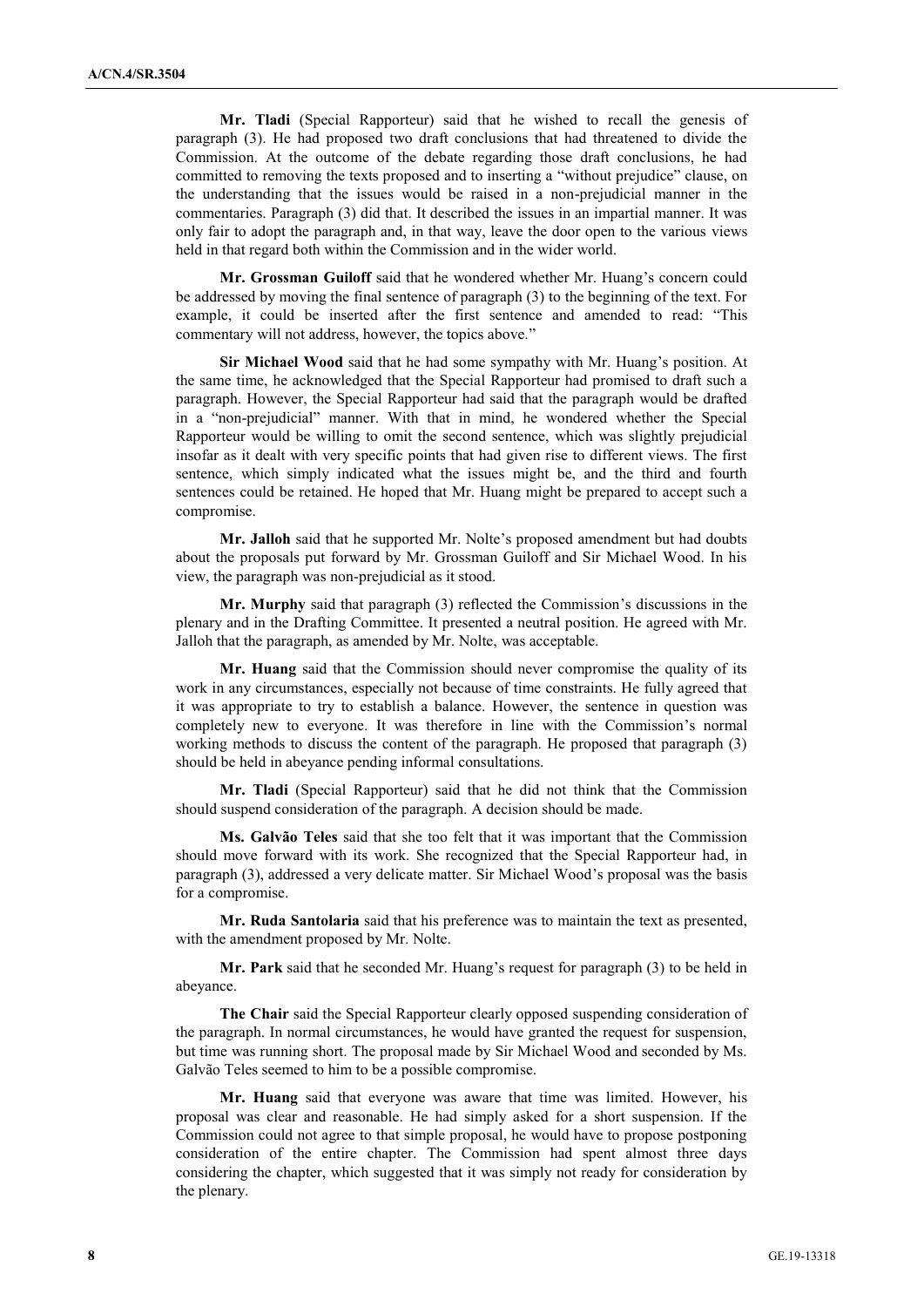**Mr. Tladi** (Special Rapporteur) said that he wished to recall the genesis of paragraph (3). He had proposed two draft conclusions that had threatened to divide the Commission. At the outcome of the debate regarding those draft conclusions, he had committed to removing the texts proposed and to inserting a "without prejudice" clause, on the understanding that the issues would be raised in a non-prejudicial manner in the commentaries. Paragraph (3) did that. It described the issues in an impartial manner. It was only fair to adopt the paragraph and, in that way, leave the door open to the various views held in that regard both within the Commission and in the wider world.

**Mr. Grossman Guiloff** said that he wondered whether Mr. Huang's concern could be addressed by moving the final sentence of paragraph (3) to the beginning of the text. For example, it could be inserted after the first sentence and amended to read: "This commentary will not address, however, the topics above."

**Sir Michael Wood** said that he had some sympathy with Mr. Huang's position. At the same time, he acknowledged that the Special Rapporteur had promised to draft such a paragraph. However, the Special Rapporteur had said that the paragraph would be drafted in a "non-prejudicial" manner. With that in mind, he wondered whether the Special Rapporteur would be willing to omit the second sentence, which was slightly prejudicial insofar as it dealt with very specific points that had given rise to different views. The first sentence, which simply indicated what the issues might be, and the third and fourth sentences could be retained. He hoped that Mr. Huang might be prepared to accept such a compromise.

**Mr. Jalloh** said that he supported Mr. Nolte's proposed amendment but had doubts about the proposals put forward by Mr. Grossman Guiloff and Sir Michael Wood. In his view, the paragraph was non-prejudicial as it stood.

**Mr. Murphy** said that paragraph (3) reflected the Commission's discussions in the plenary and in the Drafting Committee. It presented a neutral position. He agreed with Mr. Jalloh that the paragraph, as amended by Mr. Nolte, was acceptable.

**Mr. Huang** said that the Commission should never compromise the quality of its work in any circumstances, especially not because of time constraints. He fully agreed that it was appropriate to try to establish a balance. However, the sentence in question was completely new to everyone. It was therefore in line with the Commission's normal working methods to discuss the content of the paragraph. He proposed that paragraph (3) should be held in abeyance pending informal consultations.

**Mr. Tladi** (Special Rapporteur) said that he did not think that the Commission should suspend consideration of the paragraph. A decision should be made.

**Ms. Galvão Teles** said that she too felt that it was important that the Commission should move forward with its work. She recognized that the Special Rapporteur had, in paragraph (3), addressed a very delicate matter. Sir Michael Wood's proposal was the basis for a compromise.

**Mr. Ruda Santolaria** said that his preference was to maintain the text as presented, with the amendment proposed by Mr. Nolte.

**Mr. Park** said that he seconded Mr. Huang's request for paragraph (3) to be held in abeyance.

**The Chair** said the Special Rapporteur clearly opposed suspending consideration of the paragraph. In normal circumstances, he would have granted the request for suspension, but time was running short. The proposal made by Sir Michael Wood and seconded by Ms. Galvão Teles seemed to him to be a possible compromise.

**Mr. Huang** said that everyone was aware that time was limited. However, his proposal was clear and reasonable. He had simply asked for a short suspension. If the Commission could not agree to that simple proposal, he would have to propose postponing consideration of the entire chapter. The Commission had spent almost three days considering the chapter, which suggested that it was simply not ready for consideration by the plenary.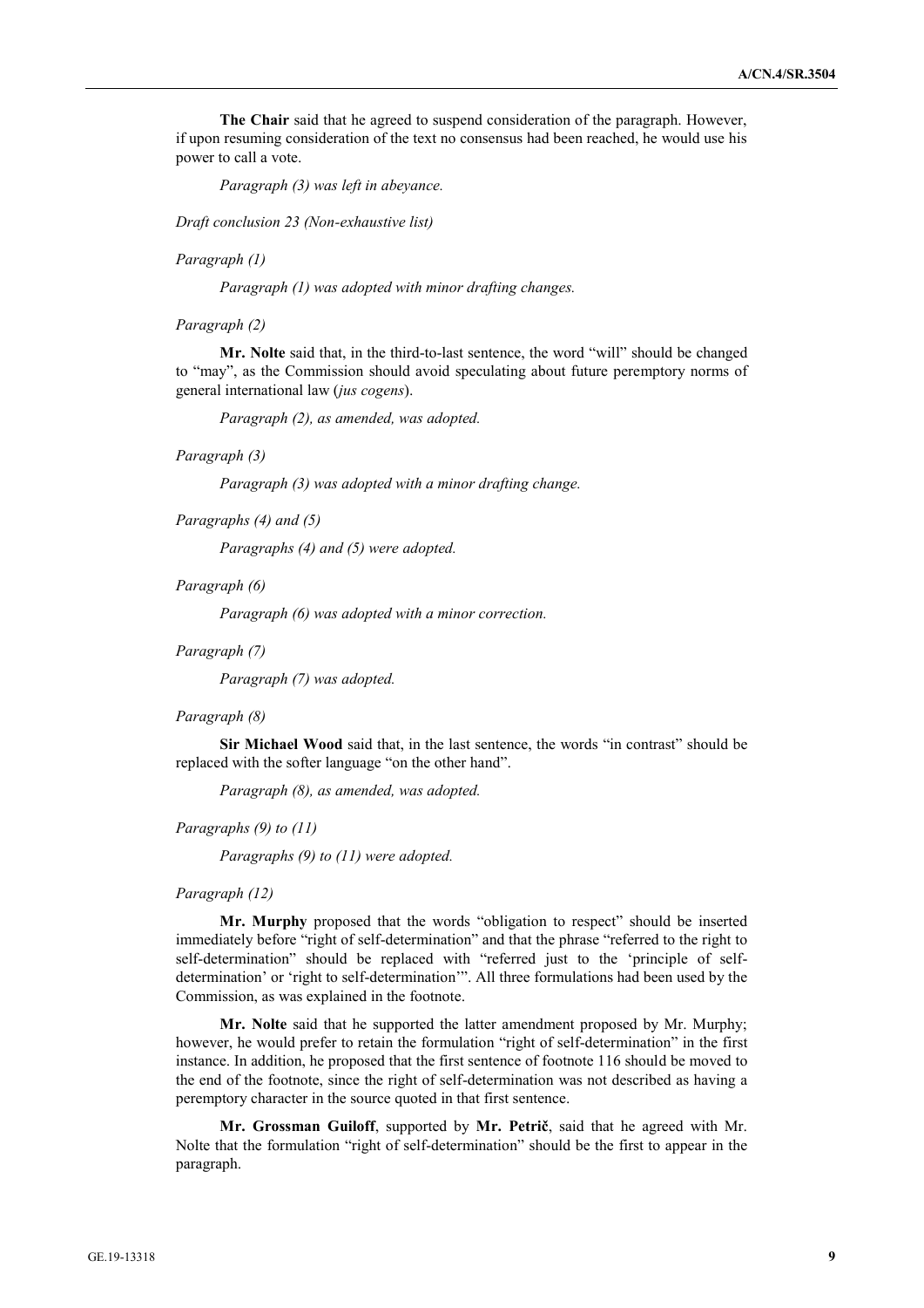**The Chair** said that he agreed to suspend consideration of the paragraph. However, if upon resuming consideration of the text no consensus had been reached, he would use his power to call a vote.

*Paragraph (3) was left in abeyance.*

*Draft conclusion 23 (Non-exhaustive list)*

*Paragraph (1)*

*Paragraph (1) was adopted with minor drafting changes.*

*Paragraph (2)*

**Mr. Nolte** said that, in the third-to-last sentence, the word "will" should be changed to "may", as the Commission should avoid speculating about future peremptory norms of general international law (*jus cogens*).

*Paragraph (2), as amended, was adopted.*

*Paragraph (3)*

*Paragraph (3) was adopted with a minor drafting change.*

*Paragraphs (4) and (5)*

*Paragraphs (4) and (5) were adopted.*

*Paragraph (6)*

*Paragraph (6) was adopted with a minor correction.*

*Paragraph (7)*

*Paragraph (7) was adopted.*

*Paragraph (8)*

**Sir Michael Wood** said that, in the last sentence, the words "in contrast" should be replaced with the softer language "on the other hand".

*Paragraph (8), as amended, was adopted.*

*Paragraphs (9) to (11)*

*Paragraphs (9) to (11) were adopted.*

*Paragraph (12)*

**Mr. Murphy** proposed that the words "obligation to respect" should be inserted immediately before "right of self-determination" and that the phrase "referred to the right to self-determination" should be replaced with "referred just to the 'principle of self-determination' or 'right to self-determination'". All three formulations had been used by the Commission, as was explained in the footnote.

**Mr. Nolte** said that he supported the latter amendment proposed by Mr. Murphy; however, he would prefer to retain the formulation "right of self-determination" in the first instance. In addition, he proposed that the first sentence of footnote 116 should be moved to the end of the footnote, since the right of self-determination was not described as having a peremptory character in the source quoted in that first sentence.

**Mr. Grossman Guiloff**, supported by **Mr. Petrič**, said that he agreed with Mr. Nolte that the formulation "right of self-determination" should be the first to appear in the paragraph.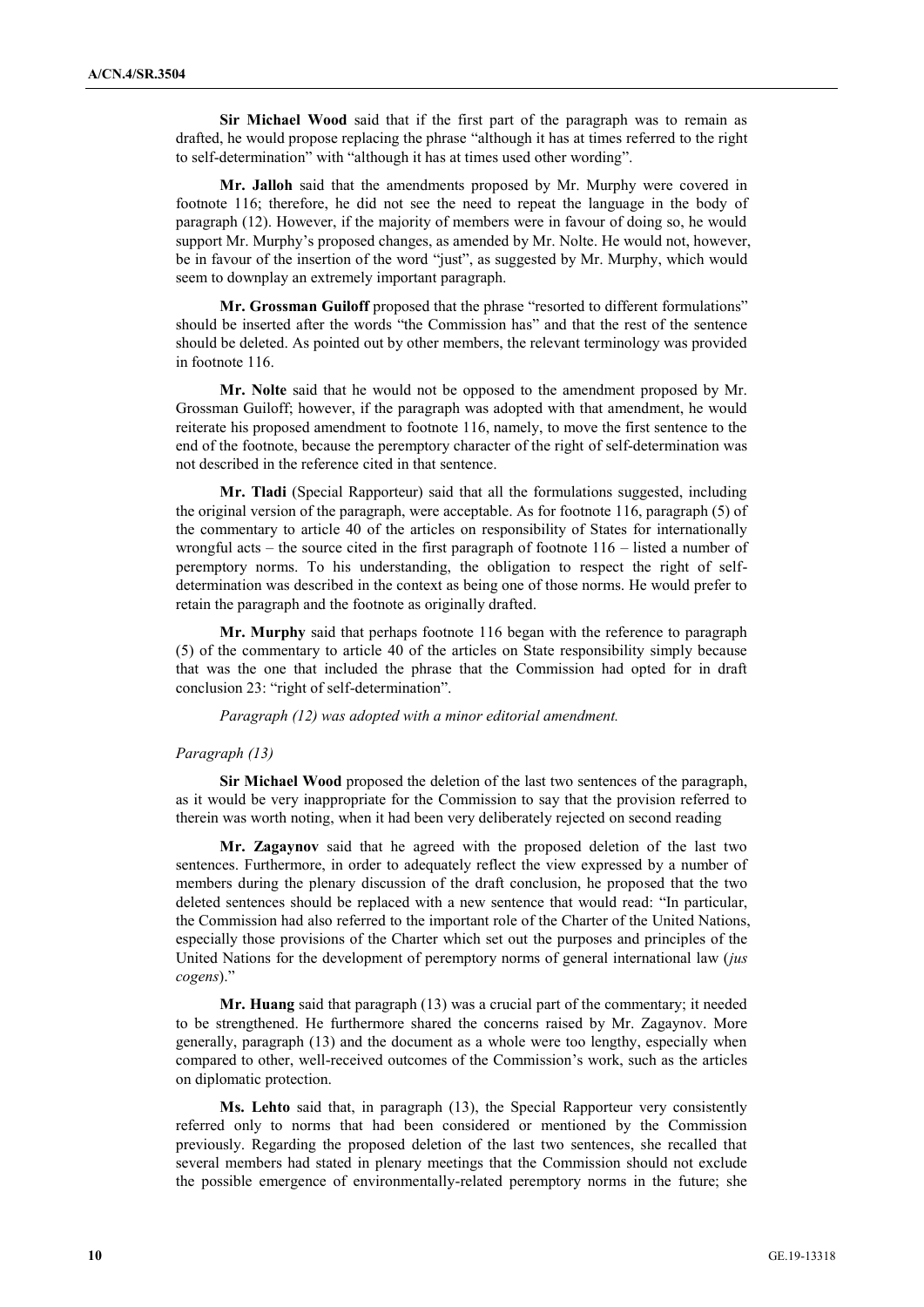**Sir Michael Wood** said that if the first part of the paragraph was to remain as drafted, he would propose replacing the phrase "although it has at times referred to the right to self-determination" with "although it has at times used other wording".

**Mr. Jalloh** said that the amendments proposed by Mr. Murphy were covered in footnote 116; therefore, he did not see the need to repeat the language in the body of paragraph (12). However, if the majority of members were in favour of doing so, he would support Mr. Murphy's proposed changes, as amended by Mr. Nolte. He would not, however, be in favour of the insertion of the word "just", as suggested by Mr. Murphy, which would seem to downplay an extremely important paragraph.

**Mr. Grossman Guiloff** proposed that the phrase "resorted to different formulations" should be inserted after the words "the Commission has" and that the rest of the sentence should be deleted. As pointed out by other members, the relevant terminology was provided in footnote 116.

**Mr. Nolte** said that he would not be opposed to the amendment proposed by Mr. Grossman Guiloff; however, if the paragraph was adopted with that amendment, he would reiterate his proposed amendment to footnote 116, namely, to move the first sentence to the end of the footnote, because the peremptory character of the right of self-determination was not described in the reference cited in that sentence.

**Mr. Tladi** (Special Rapporteur) said that all the formulations suggested, including the original version of the paragraph, were acceptable. As for footnote 116, paragraph (5) of the commentary to article 40 of the articles on responsibility of States for internationally wrongful acts – the source cited in the first paragraph of footnote 116 – listed a number of peremptory norms. To his understanding, the obligation to respect the right of self-determination was described in the context as being one of those norms. He would prefer to retain the paragraph and the footnote as originally drafted.

**Mr. Murphy** said that perhaps footnote 116 began with the reference to paragraph (5) of the commentary to article 40 of the articles on State responsibility simply because that was the one that included the phrase that the Commission had opted for in draft conclusion 23: "right of self-determination".

*Paragraph (12) was adopted with a minor editorial amendment.*

*Paragraph (13)*

**Sir Michael Wood** proposed the deletion of the last two sentences of the paragraph, as it would be very inappropriate for the Commission to say that the provision referred to therein was worth noting, when it had been very deliberately rejected on second reading

**Mr. Zagaynov** said that he agreed with the proposed deletion of the last two sentences. Furthermore, in order to adequately reflect the view expressed by a number of members during the plenary discussion of the draft conclusion, he proposed that the two deleted sentences should be replaced with a new sentence that would read: "In particular, the Commission had also referred to the important role of the Charter of the United Nations, especially those provisions of the Charter which set out the purposes and principles of the United Nations for the development of peremptory norms of general international law (*jus cogens*)."

**Mr. Huang** said that paragraph (13) was a crucial part of the commentary; it needed to be strengthened. He furthermore shared the concerns raised by Mr. Zagaynov. More generally, paragraph (13) and the document as a whole were too lengthy, especially when compared to other, well-received outcomes of the Commission's work, such as the articles on diplomatic protection.

**Ms. Lehto** said that, in paragraph (13), the Special Rapporteur very consistently referred only to norms that had been considered or mentioned by the Commission previously. Regarding the proposed deletion of the last two sentences, she recalled that several members had stated in plenary meetings that the Commission should not exclude the possible emergence of environmentally-related peremptory norms in the future; she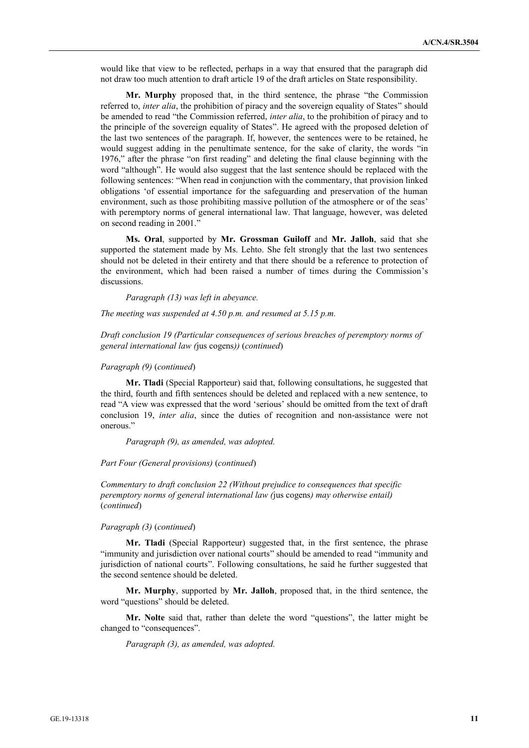would like that view to be reflected, perhaps in a way that ensured that the paragraph did not draw too much attention to draft article 19 of the draft articles on State responsibility.

**Mr. Murphy** proposed that, in the third sentence, the phrase "the Commission referred to, *inter alia*, the prohibition of piracy and the sovereign equality of States" should be amended to read "the Commission referred, *inter alia*, to the prohibition of piracy and to the principle of the sovereign equality of States". He agreed with the proposed deletion of the last two sentences of the paragraph. If, however, the sentences were to be retained, he would suggest adding in the penultimate sentence, for the sake of clarity, the words "in 1976," after the phrase "on first reading" and deleting the final clause beginning with the word "although". He would also suggest that the last sentence should be replaced with the following sentences: "When read in conjunction with the commentary, that provision linked obligations 'of essential importance for the safeguarding and preservation of the human environment, such as those prohibiting massive pollution of the atmosphere or of the seas' with peremptory norms of general international law. That language, however, was deleted on second reading in 2001."

**Ms. Oral**, supported by **Mr. Grossman Guiloff** and **Mr. Jalloh**, said that she supported the statement made by Ms. Lehto. She felt strongly that the last two sentences should not be deleted in their entirety and that there should be a reference to protection of the environment, which had been raised a number of times during the Commission's discussions.

*Paragraph (13) was left in abeyance.*

*The meeting was suspended at 4.50 p.m. and resumed at 5.15 p.m.*

*Draft conclusion 19 (Particular consequences of serious breaches of peremptory norms of general international law (*jus cogens*))* (*continued*)

*Paragraph (9)* (*continued*)

**Mr. Tladi** (Special Rapporteur) said that, following consultations, he suggested that the third, fourth and fifth sentences should be deleted and replaced with a new sentence, to read "A view was expressed that the word 'serious' should be omitted from the text of draft conclusion 19, *inter alia*, since the duties of recognition and non-assistance were not onerous."

*Paragraph (9), as amended, was adopted.*

*Part Four (General provisions)* (*continued*)

*Commentary to draft conclusion 22 (Without prejudice to consequences that specific peremptory norms of general international law (*jus cogens*) may otherwise entail)* (*continued*)

*Paragraph (3)* (*continued*)

**Mr. Tladi** (Special Rapporteur) suggested that, in the first sentence, the phrase "immunity and jurisdiction over national courts" should be amended to read "immunity and jurisdiction of national courts". Following consultations, he said he further suggested that the second sentence should be deleted.

**Mr. Murphy**, supported by **Mr. Jalloh**, proposed that, in the third sentence, the word "questions" should be deleted.

**Mr. Nolte** said that, rather than delete the word "questions", the latter might be changed to "consequences".

*Paragraph (3), as amended, was adopted.*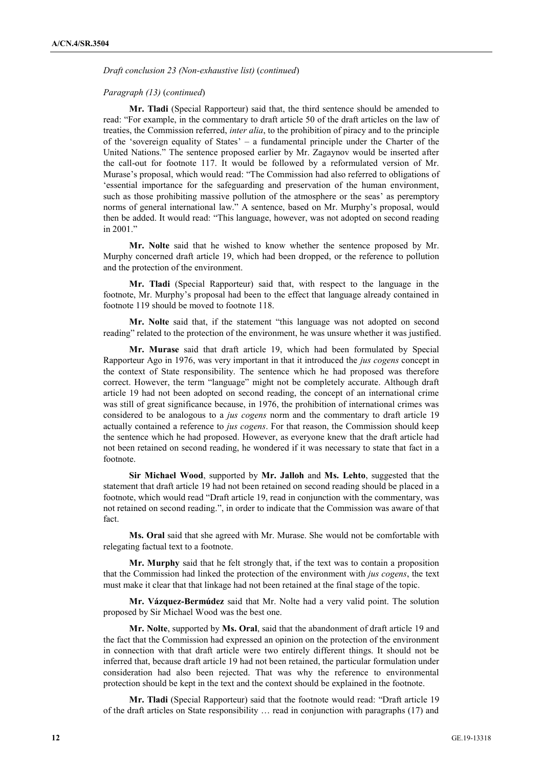*Draft conclusion 23 (Non-exhaustive list)* (*continued*)

*Paragraph (13)* (*continued*)

**Mr. Tladi** (Special Rapporteur) said that, the third sentence should be amended to read: "For example, in the commentary to draft article 50 of the draft articles on the law of treaties, the Commission referred, *inter alia*, to the prohibition of piracy and to the principle of the 'sovereign equality of States' – a fundamental principle under the Charter of the United Nations." The sentence proposed earlier by Mr. Zagaynov would be inserted after the call-out for footnote 117. It would be followed by a reformulated version of Mr. Murase's proposal, which would read: "The Commission had also referred to obligations of 'essential importance for the safeguarding and preservation of the human environment, such as those prohibiting massive pollution of the atmosphere or the seas' as peremptory norms of general international law." A sentence, based on Mr. Murphy's proposal, would then be added. It would read: "This language, however, was not adopted on second reading in 2001."

**Mr. Nolte** said that he wished to know whether the sentence proposed by Mr. Murphy concerned draft article 19, which had been dropped, or the reference to pollution and the protection of the environment.

**Mr. Tladi** (Special Rapporteur) said that, with respect to the language in the footnote, Mr. Murphy's proposal had been to the effect that language already contained in footnote 119 should be moved to footnote 118.

**Mr. Nolte** said that, if the statement "this language was not adopted on second reading" related to the protection of the environment, he was unsure whether it was justified.

**Mr. Murase** said that draft article 19, which had been formulated by Special Rapporteur Ago in 1976, was very important in that it introduced the *jus cogens* concept in the context of State responsibility. The sentence which he had proposed was therefore correct. However, the term "language" might not be completely accurate. Although draft article 19 had not been adopted on second reading, the concept of an international crime was still of great significance because, in 1976, the prohibition of international crimes was considered to be analogous to a *jus cogens* norm and the commentary to draft article 19 actually contained a reference to *jus cogens*. For that reason, the Commission should keep the sentence which he had proposed. However, as everyone knew that the draft article had not been retained on second reading, he wondered if it was necessary to state that fact in a footnote.

**Sir Michael Wood**, supported by **Mr. Jalloh** and **Ms. Lehto**, suggested that the statement that draft article 19 had not been retained on second reading should be placed in a footnote, which would read "Draft article 19, read in conjunction with the commentary, was not retained on second reading.", in order to indicate that the Commission was aware of that fact.

**Ms. Oral** said that she agreed with Mr. Murase. She would not be comfortable with relegating factual text to a footnote.

**Mr. Murphy** said that he felt strongly that, if the text was to contain a proposition that the Commission had linked the protection of the environment with *jus cogens*, the text must make it clear that that linkage had not been retained at the final stage of the topic.

**Mr. Vázquez-Bermúdez** said that Mr. Nolte had a very valid point. The solution proposed by Sir Michael Wood was the best one.

**Mr. Nolte**, supported by **Ms. Oral**, said that the abandonment of draft article 19 and the fact that the Commission had expressed an opinion on the protection of the environment in connection with that draft article were two entirely different things. It should not be inferred that, because draft article 19 had not been retained, the particular formulation under consideration had also been rejected. That was why the reference to environmental protection should be kept in the text and the context should be explained in the footnote.

**Mr. Tladi** (Special Rapporteur) said that the footnote would read: "Draft article 19 of the draft articles on State responsibility … read in conjunction with paragraphs (17) and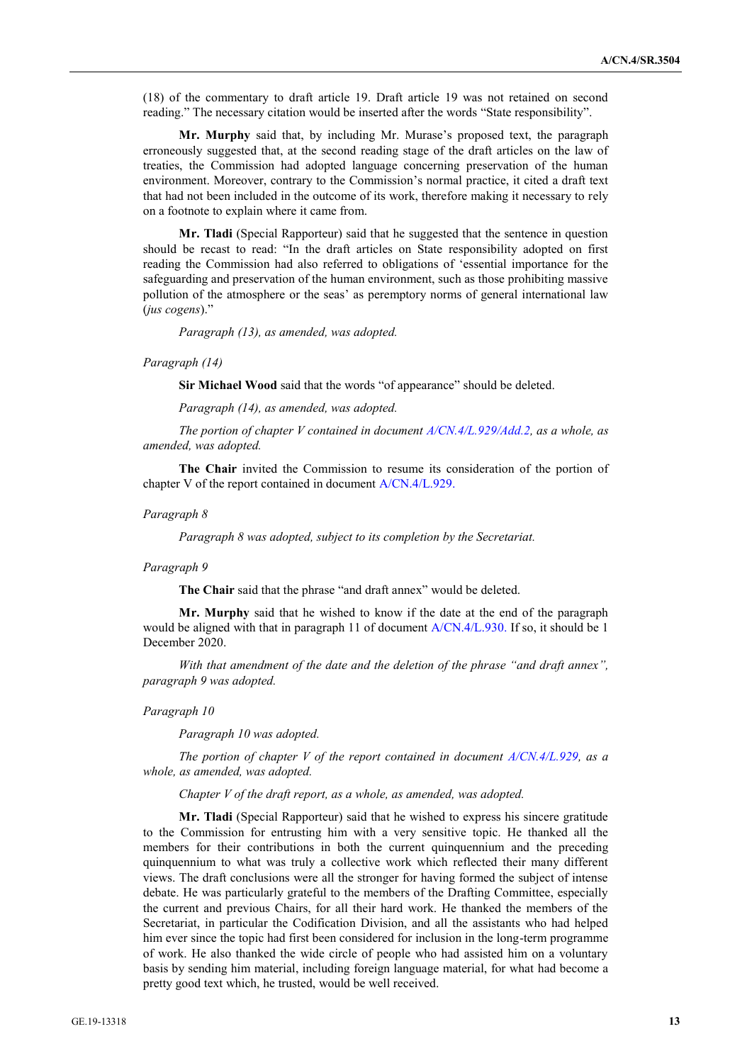(18) of the commentary to draft article 19. Draft article 19 was not retained on second reading." The necessary citation would be inserted after the words "State responsibility".

**Mr. Murphy** said that, by including Mr. Murase's proposed text, the paragraph erroneously suggested that, at the second reading stage of the draft articles on the law of treaties, the Commission had adopted language concerning preservation of the human environment. Moreover, contrary to the Commission's normal practice, it cited a draft text that had not been included in the outcome of its work, therefore making it necessary to rely on a footnote to explain where it came from.

**Mr. Tladi** (Special Rapporteur) said that he suggested that the sentence in question should be recast to read: "In the draft articles on State responsibility adopted on first reading the Commission had also referred to obligations of 'essential importance for the safeguarding and preservation of the human environment, such as those prohibiting massive pollution of the atmosphere or the seas' as peremptory norms of general international law (*jus cogens*)."

*Paragraph (13), as amended, was adopted.*

*Paragraph (14)*

**Sir Michael Wood** said that the words "of appearance" should be deleted.

*Paragraph (14), as amended, was adopted.*

*The portion of chapter V contained in document A/CN.4/L.929/Add.2, as a whole, as amended, was adopted.*

**The Chair** invited the Commission to resume its consideration of the portion of chapter V of the report contained in document A/CN.4/L.929.

*Paragraph 8*

*Paragraph 8 was adopted, subject to its completion by the Secretariat.*

*Paragraph 9*

**The Chair** said that the phrase "and draft annex" would be deleted.

**Mr. Murphy** said that he wished to know if the date at the end of the paragraph would be aligned with that in paragraph 11 of document A/CN.4/L.930. If so, it should be 1 December 2020.

*With that amendment of the date and the deletion of the phrase "and draft annex", paragraph 9 was adopted.*

*Paragraph 10*

*Paragraph 10 was adopted.*

*The portion of chapter V of the report contained in document A/CN.4/L.929, as a whole, as amended, was adopted.*

*Chapter V of the draft report, as a whole, as amended, was adopted.*

**Mr. Tladi** (Special Rapporteur) said that he wished to express his sincere gratitude to the Commission for entrusting him with a very sensitive topic. He thanked all the members for their contributions in both the current quinquennium and the preceding quinquennium to what was truly a collective work which reflected their many different views. The draft conclusions were all the stronger for having formed the subject of intense debate. He was particularly grateful to the members of the Drafting Committee, especially the current and previous Chairs, for all their hard work. He thanked the members of the Secretariat, in particular the Codification Division, and all the assistants who had helped him ever since the topic had first been considered for inclusion in the long-term programme of work. He also thanked the wide circle of people who had assisted him on a voluntary basis by sending him material, including foreign language material, for what had become a pretty good text which, he trusted, would be well received.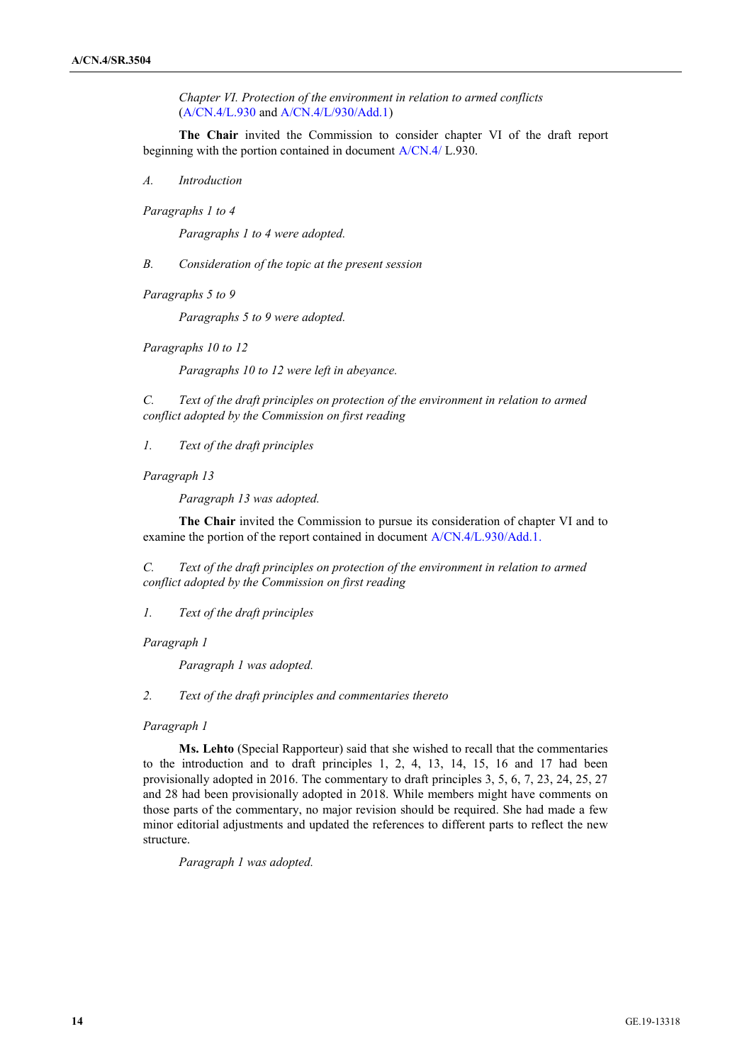*Chapter VI. Protection of the environment in relation to armed conflicts* (A/CN.4/L.930 and A/CN.4/L/930/Add.1)

**The Chair** invited the Commission to consider chapter VI of the draft report beginning with the portion contained in document A/CN.4/ L.930.

*A. Introduction*

*Paragraphs 1 to 4*

*Paragraphs 1 to 4 were adopted.*

*B. Consideration of the topic at the present session*

*Paragraphs 5 to 9*

*Paragraphs 5 to 9 were adopted.*

*Paragraphs 10 to 12*

*Paragraphs 10 to 12 were left in abeyance.*

*C. Text of the draft principles on protection of the environment in relation to armed conflict adopted by the Commission on first reading*

*1. Text of the draft principles*

*Paragraph 13*

*Paragraph 13 was adopted.*

**The Chair** invited the Commission to pursue its consideration of chapter VI and to examine the portion of the report contained in document A/CN.4/L.930/Add.1.

*C. Text of the draft principles on protection of the environment in relation to armed conflict adopted by the Commission on first reading*

*1. Text of the draft principles*

*Paragraph 1*

*Paragraph 1 was adopted.*

*2. Text of the draft principles and commentaries thereto*

*Paragraph 1*

**Ms. Lehto** (Special Rapporteur) said that she wished to recall that the commentaries to the introduction and to draft principles 1, 2, 4, 13, 14, 15, 16 and 17 had been provisionally adopted in 2016. The commentary to draft principles 3, 5, 6, 7, 23, 24, 25, 27 and 28 had been provisionally adopted in 2018. While members might have comments on those parts of the commentary, no major revision should be required. She had made a few minor editorial adjustments and updated the references to different parts to reflect the new structure.

*Paragraph 1 was adopted.*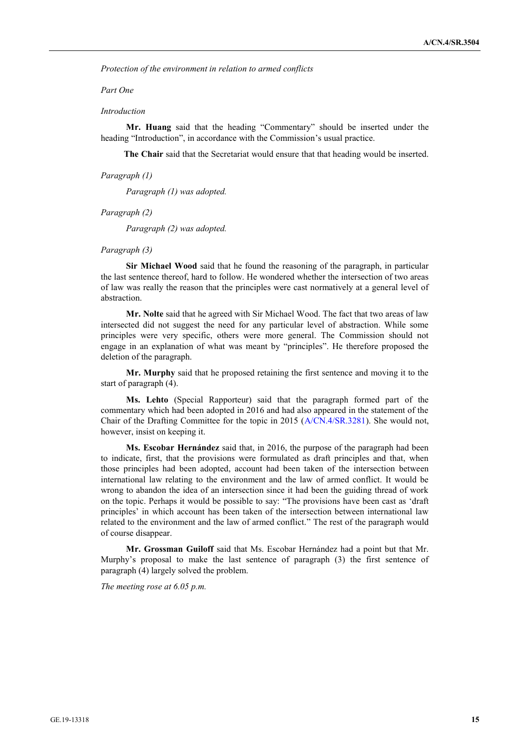*Protection of the environment in relation to armed conflicts*

*Part One*

*Introduction*

**Mr. Huang** said that the heading "Commentary" should be inserted under the heading "Introduction", in accordance with the Commission's usual practice.

**The Chair** said that the Secretariat would ensure that that heading would be inserted.

*Paragraph (1)*

*Paragraph (1) was adopted.*

*Paragraph (2)*

*Paragraph (2) was adopted.*

*Paragraph (3)*

**Sir Michael Wood** said that he found the reasoning of the paragraph, in particular the last sentence thereof, hard to follow. He wondered whether the intersection of two areas of law was really the reason that the principles were cast normatively at a general level of abstraction.

**Mr. Nolte** said that he agreed with Sir Michael Wood. The fact that two areas of law intersected did not suggest the need for any particular level of abstraction. While some principles were very specific, others were more general. The Commission should not engage in an explanation of what was meant by "principles". He therefore proposed the deletion of the paragraph.

**Mr. Murphy** said that he proposed retaining the first sentence and moving it to the start of paragraph (4).

**Ms. Lehto** (Special Rapporteur) said that the paragraph formed part of the commentary which had been adopted in 2016 and had also appeared in the statement of the Chair of the Drafting Committee for the topic in 2015 (A/CN.4/SR.3281). She would not, however, insist on keeping it.

**Ms. Escobar Hernández** said that, in 2016, the purpose of the paragraph had been to indicate, first, that the provisions were formulated as draft principles and that, when those principles had been adopted, account had been taken of the intersection between international law relating to the environment and the law of armed conflict. It would be wrong to abandon the idea of an intersection since it had been the guiding thread of work on the topic. Perhaps it would be possible to say: "The provisions have been cast as 'draft principles' in which account has been taken of the intersection between international law related to the environment and the law of armed conflict." The rest of the paragraph would of course disappear.

**Mr. Grossman Guiloff** said that Ms. Escobar Hernández had a point but that Mr. Murphy's proposal to make the last sentence of paragraph (3) the first sentence of paragraph (4) largely solved the problem.

*The meeting rose at 6.05 p.m.*